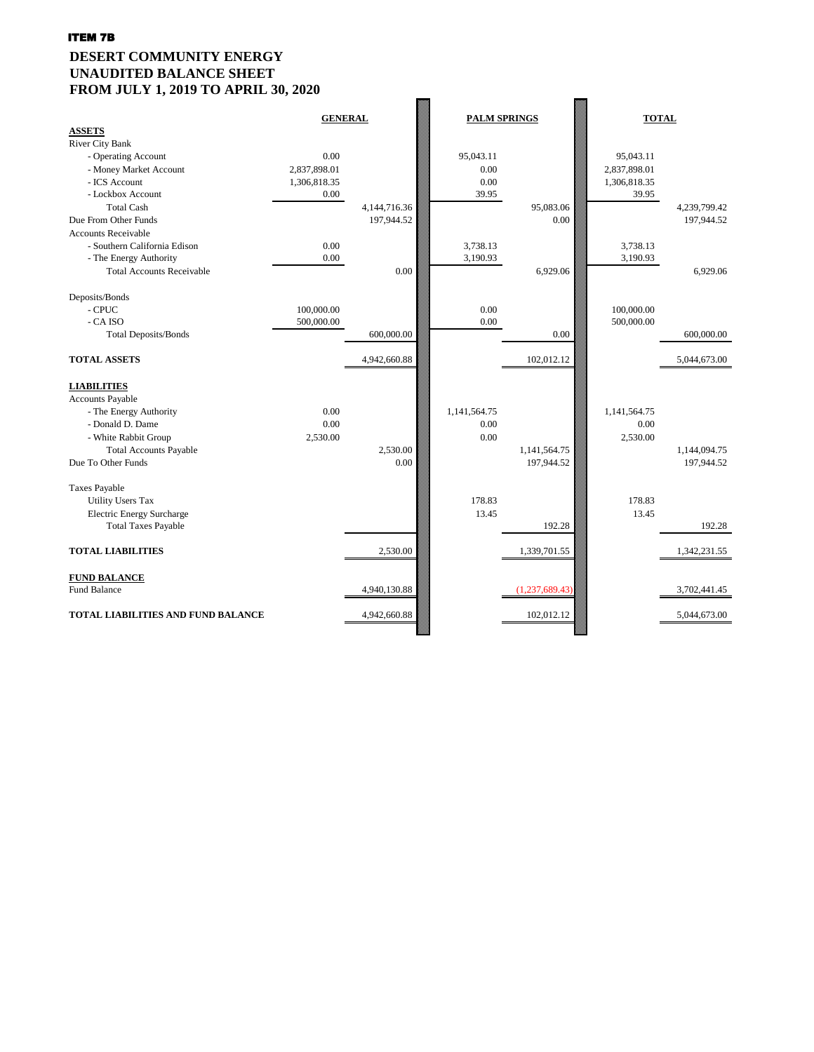**ITEM 7B**

# DESERT COMMUNITY ENERGY
## UNAUDITED BALANCE SHEET
## FROM JULY 1, 2019 TO APRIL 30, 2020

| | GENERAL | | PALM SPRINGS | | TOTAL | |
|---|---|---|---|---|---|---|
| **ASSETS** | | | | | | |
| River City Bank | | | | | | |
| - Operating Account | 0.00 | | 95,043.11 | | 95,043.11 | |
| - Money Market Account | 2,837,898.01 | | 0.00 | | 2,837,898.01 | |
| - ICS Account | 1,306,818.35 | | 0.00 | | 1,306,818.35 | |
| - Lockbox Account | 0.00 | | 39.95 | | 39.95 | |
| Total Cash | | 4,144,716.36 | | 95,083.06 | | 4,239,799.42 |
| Due From Other Funds | | 197,944.52 | | 0.00 | | 197,944.52 |
| Accounts Receivable | | | | | | |
| - Southern California Edison | 0.00 | | 3,738.13 | | 3,738.13 | |
| - The Energy Authority | 0.00 | | 3,190.93 | | 3,190.93 | |
| Total Accounts Receivable | | 0.00 | | 6,929.06 | | 6,929.06 |
| Deposits/Bonds | | | | | | |
| - CPUC | 100,000.00 | | 0.00 | | 100,000.00 | |
| - CA ISO | 500,000.00 | | 0.00 | | 500,000.00 | |
| Total Deposits/Bonds | | 600,000.00 | | 0.00 | | 600,000.00 |
| **TOTAL ASSETS** | | 4,942,660.88 | | 102,012.12 | | 5,044,673.00 |
| **LIABILITIES** | | | | | | |
| Accounts Payable | | | | | | |
| - The Energy Authority | 0.00 | | 1,141,564.75 | | 1,141,564.75 | |
| - Donald D. Dame | 0.00 | | 0.00 | | 0.00 | |
| - White Rabbit Group | 2,530.00 | | 0.00 | | 2,530.00 | |
| Total Accounts Payable | | 2,530.00 | | 1,141,564.75 | | 1,144,094.75 |
| Due To Other Funds | | 0.00 | | 197,944.52 | | 197,944.52 |
| Taxes Payable | | | | | | |
| Utility Users Tax | | | 178.83 | | 178.83 | |
| Electric Energy Surcharge | | | 13.45 | | 13.45 | |
| Total Taxes Payable | | | | 192.28 | | 192.28 |
| **TOTAL LIABILITIES** | | 2,530.00 | | 1,339,701.55 | | 1,342,231.55 |
| **FUND BALANCE** | | | | | | |
| Fund Balance | | 4,940,130.88 | | (1,237,689.43) | | 3,702,441.45 |
| **TOTAL LIABILITIES AND FUND BALANCE** | | 4,942,660.88 | | 102,012.12 | | 5,044,673.00 |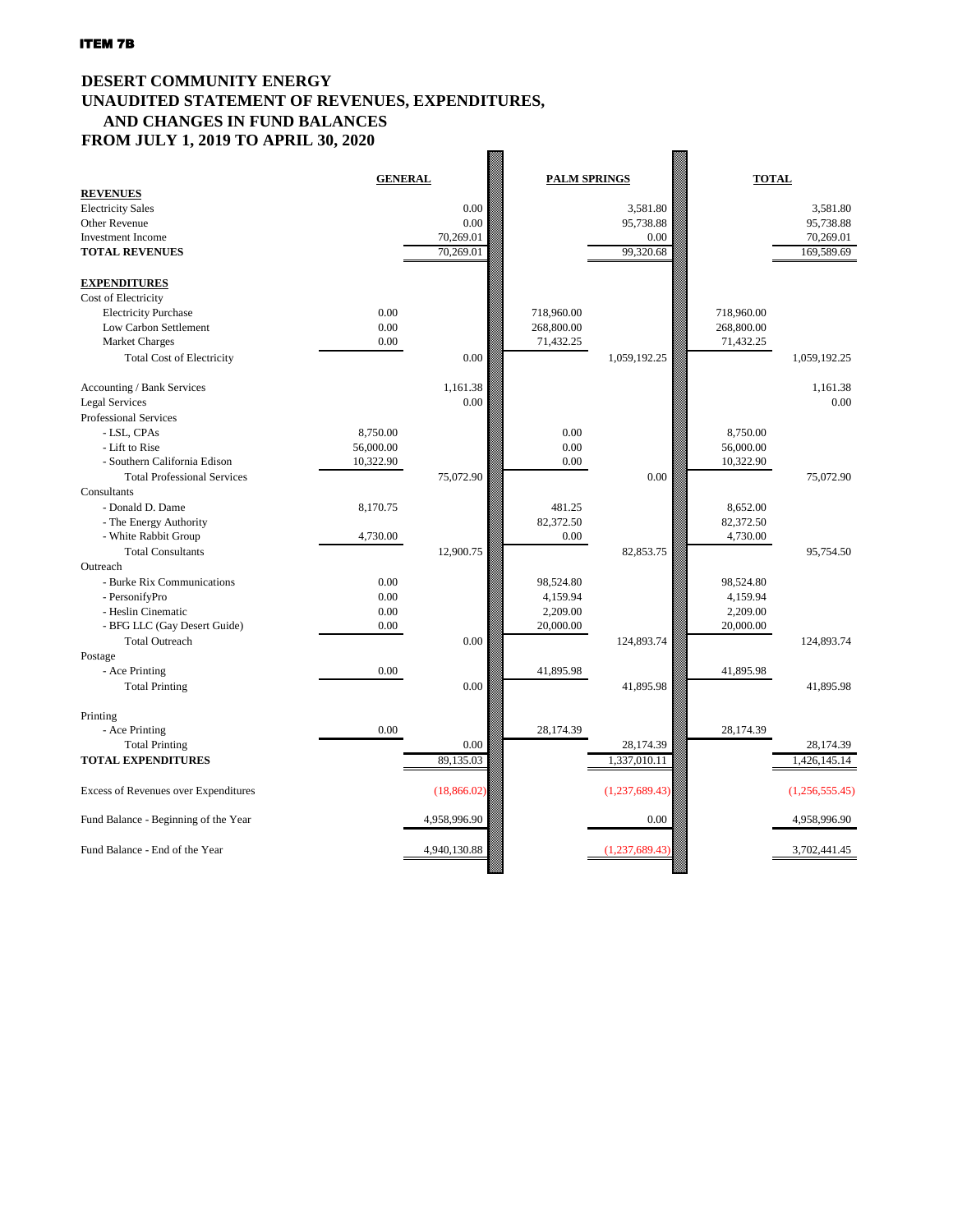ITEM 7B

# DESERT COMMUNITY ENERGY
## UNAUDITED STATEMENT OF REVENUES, EXPENDITURES, AND CHANGES IN FUND BALANCES
## FROM JULY 1, 2019 TO APRIL 30, 2020

| | GENERAL | | PALM SPRINGS | | TOTAL | |
|---|---|---|---|---|---|---|
| **REVENUES** | | | | | | |
| Electricity Sales | | 0.00 | | 3,581.80 | | 3,581.80 |
| Other Revenue | | 0.00 | | 95,738.88 | | 95,738.88 |
| Investment Income | | 70,269.01 | | 0.00 | | 70,269.01 |
| **TOTAL REVENUES** | | 70,269.01 | | 99,320.68 | | 169,589.69 |
| | | | | | | |
| **EXPENDITURES** | | | | | | |
| Cost of Electricity | | | | | | |
| Electricity Purchase | 0.00 | | 718,960.00 | | 718,960.00 | |
| Low Carbon Settlement | 0.00 | | 268,800.00 | | 268,800.00 | |
| Market Charges | 0.00 | | 71,432.25 | | 71,432.25 | |
| Total Cost of Electricity | | 0.00 | | 1,059,192.25 | | 1,059,192.25 |
| | | | | | | |
| Accounting / Bank Services | | 1,161.38 | | | | 1,161.38 |
| Legal Services | | 0.00 | | | | 0.00 |
| Professional Services | | | | | | |
| - LSL, CPAs | 8,750.00 | | 0.00 | | 8,750.00 | |
| - Lift to Rise | 56,000.00 | | 0.00 | | 56,000.00 | |
| - Southern California Edison | 10,322.90 | | 0.00 | | 10,322.90 | |
| Total Professional Services | | 75,072.90 | | 0.00 | | 75,072.90 |
| Consultants | | | | | | |
| - Donald D. Dame | 8,170.75 | | 481.25 | | 8,652.00 | |
| - The Energy Authority | | | 82,372.50 | | 82,372.50 | |
| - White Rabbit Group | 4,730.00 | | 0.00 | | 4,730.00 | |
| Total Consultants | | 12,900.75 | | 82,853.75 | | 95,754.50 |
| Outreach | | | | | | |
| - Burke Rix Communications | 0.00 | | 98,524.80 | | 98,524.80 | |
| - PersonifyPro | 0.00 | | 4,159.94 | | 4,159.94 | |
| - Heslin Cinematic | 0.00 | | 2,209.00 | | 2,209.00 | |
| - BFG LLC (Gay Desert Guide) | 0.00 | | 20,000.00 | | 20,000.00 | |
| Total Outreach | | 0.00 | | 124,893.74 | | 124,893.74 |
| Postage | | | | | | |
| - Ace Printing | 0.00 | | 41,895.98 | | 41,895.98 | |
| Total Printing | | 0.00 | | 41,895.98 | | 41,895.98 |
| | | | | | | |
| Printing | | | | | | |
| - Ace Printing | 0.00 | | 28,174.39 | | 28,174.39 | |
| Total Printing | | 0.00 | | 28,174.39 | | 28,174.39 |
| **TOTAL EXPENDITURES** | | 89,135.03 | | 1,337,010.11 | | 1,426,145.14 |
| | | | | | | |
| Excess of Revenues over Expenditures | | (18,866.02) | | (1,237,689.43) | | (1,256,555.45) |
| | | | | | | |
| Fund Balance - Beginning of the Year | | 4,958,996.90 | | 0.00 | | 4,958,996.90 |
| | | | | | | |
| Fund Balance - End of the Year | | 4,940,130.88 | | (1,237,689.43) | | 3,702,441.45 |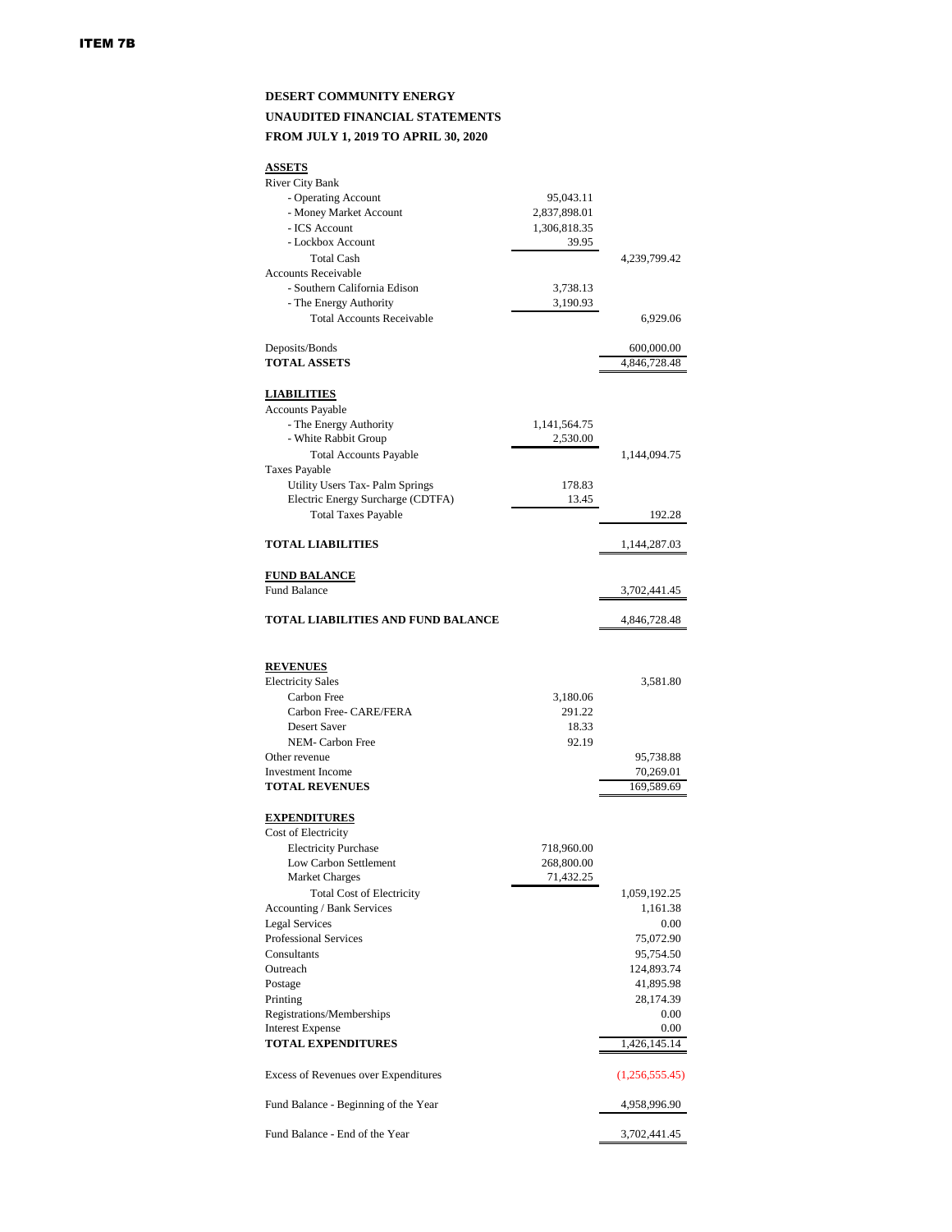**ITEM 7B**

# DESERT COMMUNITY ENERGY

## UNAUDITED FINANCIAL STATEMENTS

## FROM JULY 1, 2019 TO APRIL 30, 2020

| | | |
|---|---|---|
| **ASSETS** | | |
| River City Bank | | |
| - Operating Account | 95,043.11 | |
| - Money Market Account | 2,837,898.01 | |
| - ICS Account | 1,306,818.35 | |
| - Lockbox Account | 39.95 | |
| Total Cash | | 4,239,799.42 |
| Accounts Receivable | | |
| - Southern California Edison | 3,738.13 | |
| - The Energy Authority | 3,190.93 | |
| Total Accounts Receivable | | 6,929.06 |
| Deposits/Bonds | | 600,000.00 |
| **TOTAL ASSETS** | | 4,846,728.48 |
| **LIABILITIES** | | |
| Accounts Payable | | |
| - The Energy Authority | 1,141,564.75 | |
| - White Rabbit Group | 2,530.00 | |
| Total Accounts Payable | | 1,144,094.75 |
| Taxes Payable | | |
| Utility Users Tax- Palm Springs | 178.83 | |
| Electric Energy Surcharge (CDTFA) | 13.45 | |
| Total Taxes Payable | | 192.28 |
| **TOTAL LIABILITIES** | | 1,144,287.03 |
| **FUND BALANCE** | | |
| Fund Balance | | 3,702,441.45 |
| **TOTAL LIABILITIES AND FUND BALANCE** | | 4,846,728.48 |

| | | |
|---|---|---|
| **REVENUES** | | |
| Electricity Sales | | 3,581.80 |
| Carbon Free | 3,180.06 | |
| Carbon Free- CARE/FERA | 291.22 | |
| Desert Saver | 18.33 | |
| NEM- Carbon Free | 92.19 | |
| Other revenue | | 95,738.88 |
| Investment Income | | 70,269.01 |
| **TOTAL REVENUES** | | 169,589.69 |
| **EXPENDITURES** | | |
| Cost of Electricity | | |
| Electricity Purchase | 718,960.00 | |
| Low Carbon Settlement | 268,800.00 | |
| Market Charges | 71,432.25 | |
| Total Cost of Electricity | | 1,059,192.25 |
| Accounting / Bank Services | | 1,161.38 |
| Legal Services | | 0.00 |
| Professional Services | | 75,072.90 |
| Consultants | | 95,754.50 |
| Outreach | | 124,893.74 |
| Postage | | 41,895.98 |
| Printing | | 28,174.39 |
| Registrations/Memberships | | 0.00 |
| Interest Expense | | 0.00 |
| **TOTAL EXPENDITURES** | | 1,426,145.14 |
| Excess of Revenues over Expenditures | | (1,256,555.45) |
| Fund Balance - Beginning of the Year | | 4,958,996.90 |
| Fund Balance - End of the Year | | 3,702,441.45 |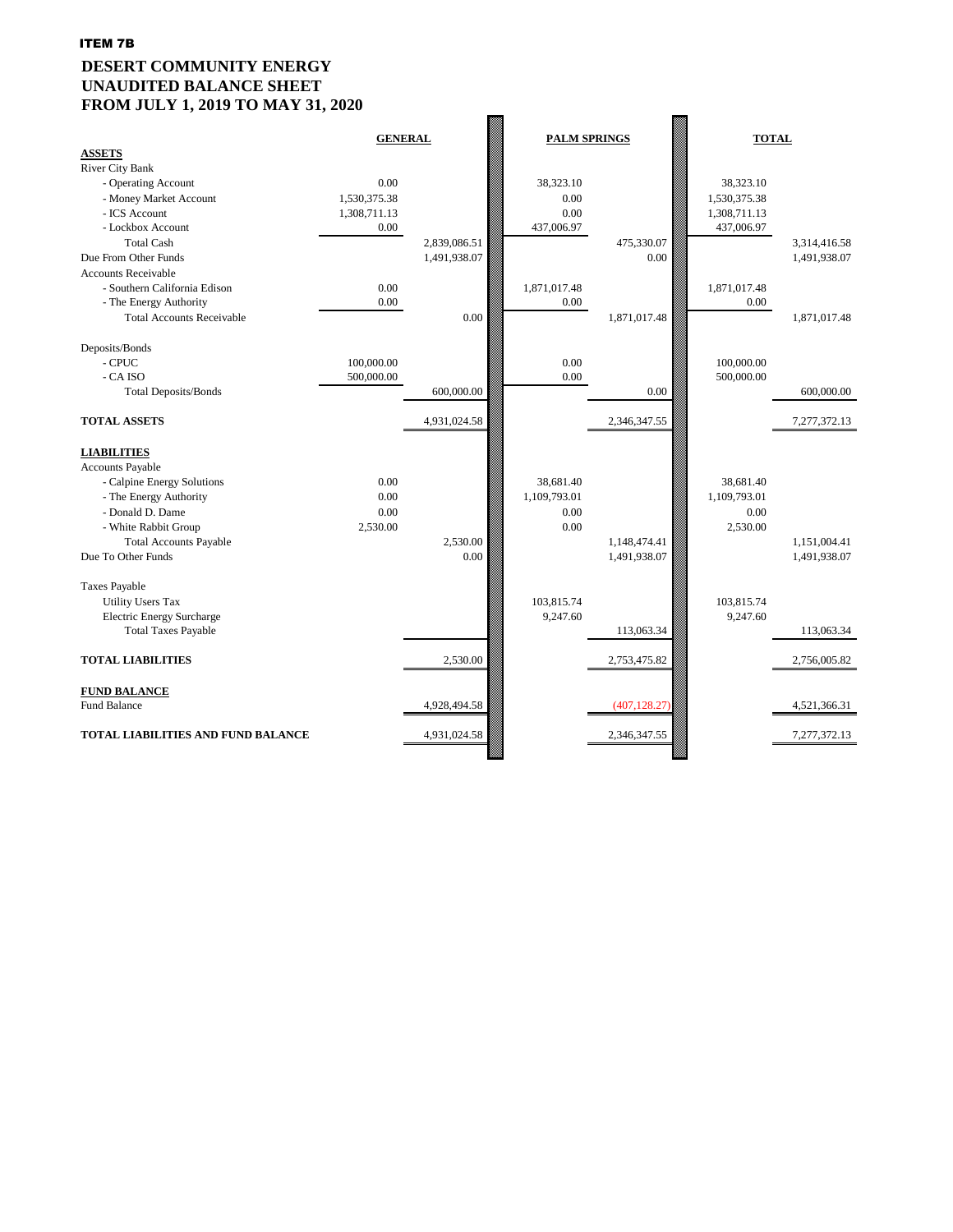ITEM 7B

# DESERT COMMUNITY ENERGY
## UNAUDITED BALANCE SHEET
## FROM JULY 1, 2019 TO MAY 31, 2020

| | GENERAL | | PALM SPRINGS | | TOTAL | |
|---|---|---|---|---|---|---|
| **ASSETS** | | | | | | |
| River City Bank | | | | | | |
| - Operating Account | 0.00 | | 38,323.10 | | 38,323.10 | |
| - Money Market Account | 1,530,375.38 | | 0.00 | | 1,530,375.38 | |
| - ICS Account | 1,308,711.13 | | 0.00 | | 1,308,711.13 | |
| - Lockbox Account | 0.00 | | 437,006.97 | | 437,006.97 | |
| Total Cash | | 2,839,086.51 | | 475,330.07 | | 3,314,416.58 |
| Due From Other Funds | | 1,491,938.07 | | 0.00 | | 1,491,938.07 |
| Accounts Receivable | | | | | | |
| - Southern California Edison | 0.00 | | 1,871,017.48 | | 1,871,017.48 | |
| - The Energy Authority | 0.00 | | 0.00 | | 0.00 | |
| Total Accounts Receivable | | 0.00 | | 1,871,017.48 | | 1,871,017.48 |
| Deposits/Bonds | | | | | | |
| - CPUC | 100,000.00 | | 0.00 | | 100,000.00 | |
| - CA ISO | 500,000.00 | | 0.00 | | 500,000.00 | |
| Total Deposits/Bonds | | 600,000.00 | | 0.00 | | 600,000.00 |
| **TOTAL ASSETS** | | 4,931,024.58 | | 2,346,347.55 | | 7,277,372.13 |
| **LIABILITIES** | | | | | | |
| Accounts Payable | | | | | | |
| - Calpine Energy Solutions | 0.00 | | 38,681.40 | | 38,681.40 | |
| - The Energy Authority | 0.00 | | 1,109,793.01 | | 1,109,793.01 | |
| - Donald D. Dame | 0.00 | | 0.00 | | 0.00 | |
| - White Rabbit Group | 2,530.00 | | 0.00 | | 2,530.00 | |
| Total Accounts Payable | | 2,530.00 | | 1,148,474.41 | | 1,151,004.41 |
| Due To Other Funds | | 0.00 | | 1,491,938.07 | | 1,491,938.07 |
| Taxes Payable | | | | | | |
| Utility Users Tax | | | 103,815.74 | | 103,815.74 | |
| Electric Energy Surcharge | | | 9,247.60 | | 9,247.60 | |
| Total Taxes Payable | | | | 113,063.34 | | 113,063.34 |
| **TOTAL LIABILITIES** | | 2,530.00 | | 2,753,475.82 | | 2,756,005.82 |
| **FUND BALANCE** | | | | | | |
| Fund Balance | | 4,928,494.58 | | (407,128.27) | | 4,521,366.31 |
| **TOTAL LIABILITIES AND FUND BALANCE** | | 4,931,024.58 | | 2,346,347.55 | | 7,277,372.13 |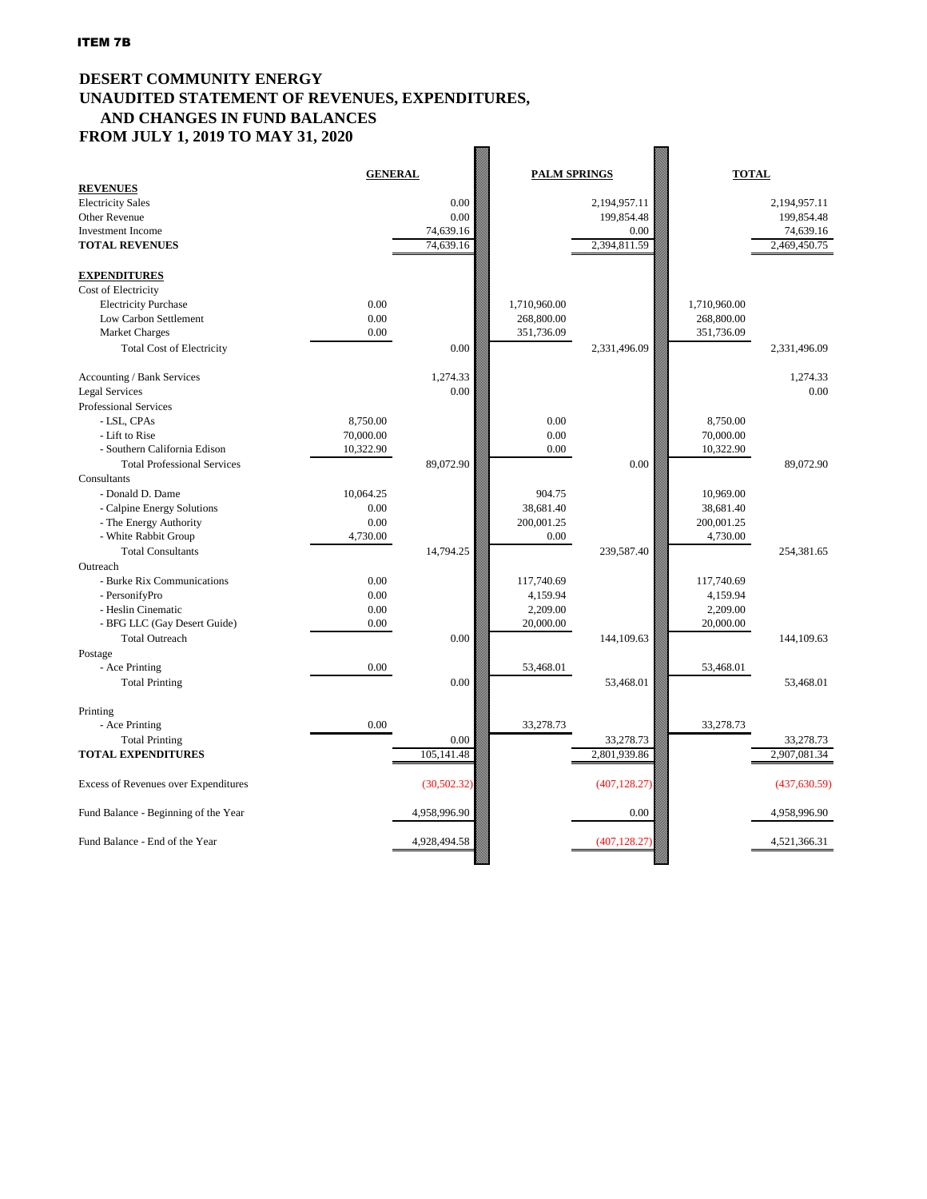ITEM 7B

# DESERT COMMUNITY ENERGY
## UNAUDITED STATEMENT OF REVENUES, EXPENDITURES, AND CHANGES IN FUND BALANCES
## FROM JULY 1, 2019 TO MAY 31, 2020

| | GENERAL | | PALM SPRINGS | | TOTAL | |
|---|---|---|---|---|---|---|
| **REVENUES** | | | | | | |
| Electricity Sales | | 0.00 | | 2,194,957.11 | | 2,194,957.11 |
| Other Revenue | | 0.00 | | 199,854.48 | | 199,854.48 |
| Investment Income | | 74,639.16 | | 0.00 | | 74,639.16 |
| **TOTAL REVENUES** | | 74,639.16 | | 2,394,811.59 | | 2,469,450.75 |
| | | | | | | |
| **EXPENDITURES** | | | | | | |
| Cost of Electricity | | | | | | |
| Electricity Purchase | 0.00 | | 1,710,960.00 | | 1,710,960.00 | |
| Low Carbon Settlement | 0.00 | | 268,800.00 | | 268,800.00 | |
| Market Charges | 0.00 | | 351,736.09 | | 351,736.09 | |
| Total Cost of Electricity | | 0.00 | | 2,331,496.09 | | 2,331,496.09 |
| | | | | | | |
| Accounting / Bank Services | | 1,274.33 | | | | 1,274.33 |
| Legal Services | | 0.00 | | | | 0.00 |
| Professional Services | | | | | | |
| - LSL, CPAs | 8,750.00 | | 0.00 | | 8,750.00 | |
| - Lift to Rise | 70,000.00 | | 0.00 | | 70,000.00 | |
| - Southern California Edison | 10,322.90 | | 0.00 | | 10,322.90 | |
| Total Professional Services | | 89,072.90 | | 0.00 | | 89,072.90 |
| Consultants | | | | | | |
| - Donald D. Dame | 10,064.25 | | 904.75 | | 10,969.00 | |
| - Calpine Energy Solutions | 0.00 | | 38,681.40 | | 38,681.40 | |
| - The Energy Authority | 0.00 | | 200,001.25 | | 200,001.25 | |
| - White Rabbit Group | 4,730.00 | | 0.00 | | 4,730.00 | |
| Total Consultants | | 14,794.25 | | 239,587.40 | | 254,381.65 |
| Outreach | | | | | | |
| - Burke Rix Communications | 0.00 | | 117,740.69 | | 117,740.69 | |
| - PersonifyPro | 0.00 | | 4,159.94 | | 4,159.94 | |
| - Heslin Cinematic | 0.00 | | 2,209.00 | | 2,209.00 | |
| - BFG LLC (Gay Desert Guide) | 0.00 | | 20,000.00 | | 20,000.00 | |
| Total Outreach | | 0.00 | | 144,109.63 | | 144,109.63 |
| Postage | | | | | | |
| - Ace Printing | 0.00 | | 53,468.01 | | 53,468.01 | |
| Total Printing | | 0.00 | | 53,468.01 | | 53,468.01 |
| | | | | | | |
| Printing | | | | | | |
| - Ace Printing | 0.00 | | 33,278.73 | | 33,278.73 | |
| Total Printing | | 0.00 | | 33,278.73 | | 33,278.73 |
| **TOTAL EXPENDITURES** | | 105,141.48 | | 2,801,939.86 | | 2,907,081.34 |
| | | | | | | |
| Excess of Revenues over Expenditures | | (30,502.32) | | (407,128.27) | | (437,630.59) |
| | | | | | | |
| Fund Balance - Beginning of the Year | | 4,958,996.90 | | 0.00 | | 4,958,996.90 |
| | | | | | | |
| Fund Balance - End of the Year | | 4,928,494.58 | | (407,128.27) | | 4,521,366.31 |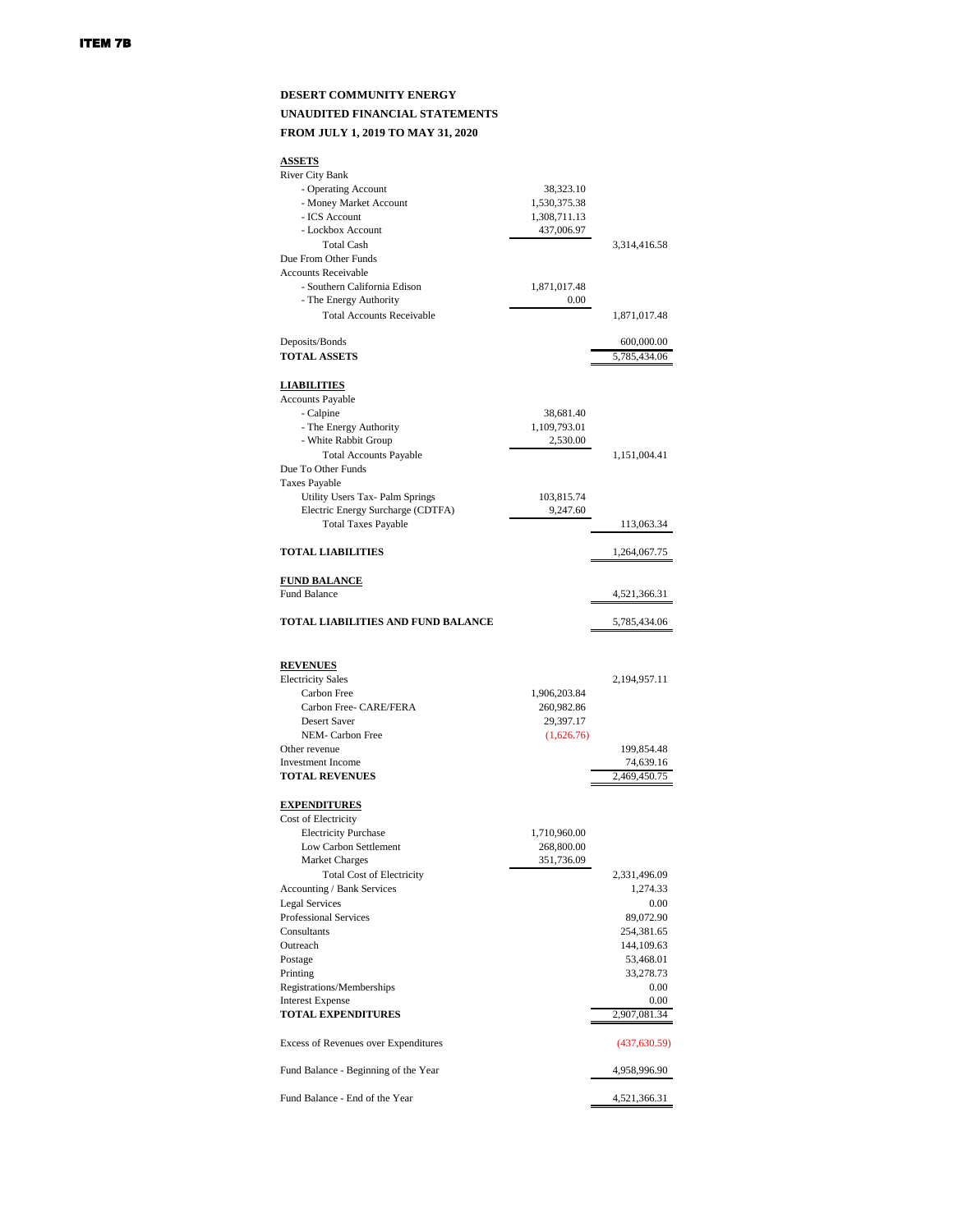**ITEM 7B**

**DESERT COMMUNITY ENERGY**

**UNAUDITED FINANCIAL STATEMENTS**

**FROM JULY 1, 2019 TO MAY 31, 2020**

| | | |
|---|---|---|
| **ASSETS** | | |
| River City Bank | | |
| - Operating Account | 38,323.10 | |
| - Money Market Account | 1,530,375.38 | |
| - ICS Account | 1,308,711.13 | |
| - Lockbox Account | 437,006.97 | |
| Total Cash | | 3,314,416.58 |
| Due From Other Funds | | |
| Accounts Receivable | | |
| - Southern California Edison | 1,871,017.48 | |
| - The Energy Authority | 0.00 | |
| Total Accounts Receivable | | 1,871,017.48 |
| Deposits/Bonds | | 600,000.00 |
| **TOTAL ASSETS** | | 5,785,434.06 |
| **LIABILITIES** | | |
| Accounts Payable | | |
| - Calpine | 38,681.40 | |
| - The Energy Authority | 1,109,793.01 | |
| - White Rabbit Group | 2,530.00 | |
| Total Accounts Payable | | 1,151,004.41 |
| Due To Other Funds | | |
| Taxes Payable | | |
| Utility Users Tax- Palm Springs | 103,815.74 | |
| Electric Energy Surcharge (CDTFA) | 9,247.60 | |
| Total Taxes Payable | | 113,063.34 |
| **TOTAL LIABILITIES** | | 1,264,067.75 |
| **FUND BALANCE** | | |
| Fund Balance | | 4,521,366.31 |
| **TOTAL LIABILITIES AND FUND BALANCE** | | 5,785,434.06 |

| | | |
|---|---|---|
| **REVENUES** | | |
| Electricity Sales | | 2,194,957.11 |
| Carbon Free | 1,906,203.84 | |
| Carbon Free- CARE/FERA | 260,982.86 | |
| Desert Saver | 29,397.17 | |
| NEM- Carbon Free | (1,626.76) | |
| Other revenue | | 199,854.48 |
| Investment Income | | 74,639.16 |
| **TOTAL REVENUES** | | 2,469,450.75 |
| **EXPENDITURES** | | |
| Cost of Electricity | | |
| Electricity Purchase | 1,710,960.00 | |
| Low Carbon Settlement | 268,800.00 | |
| Market Charges | 351,736.09 | |
| Total Cost of Electricity | | 2,331,496.09 |
| Accounting / Bank Services | | 1,274.33 |
| Legal Services | | 0.00 |
| Professional Services | | 89,072.90 |
| Consultants | | 254,381.65 |
| Outreach | | 144,109.63 |
| Postage | | 53,468.01 |
| Printing | | 33,278.73 |
| Registrations/Memberships | | 0.00 |
| Interest Expense | | 0.00 |
| **TOTAL EXPENDITURES** | | 2,907,081.34 |
| Excess of Revenues over Expenditures | | (437,630.59) |
| Fund Balance - Beginning of the Year | | 4,958,996.90 |
| Fund Balance - End of the Year | | 4,521,366.31 |